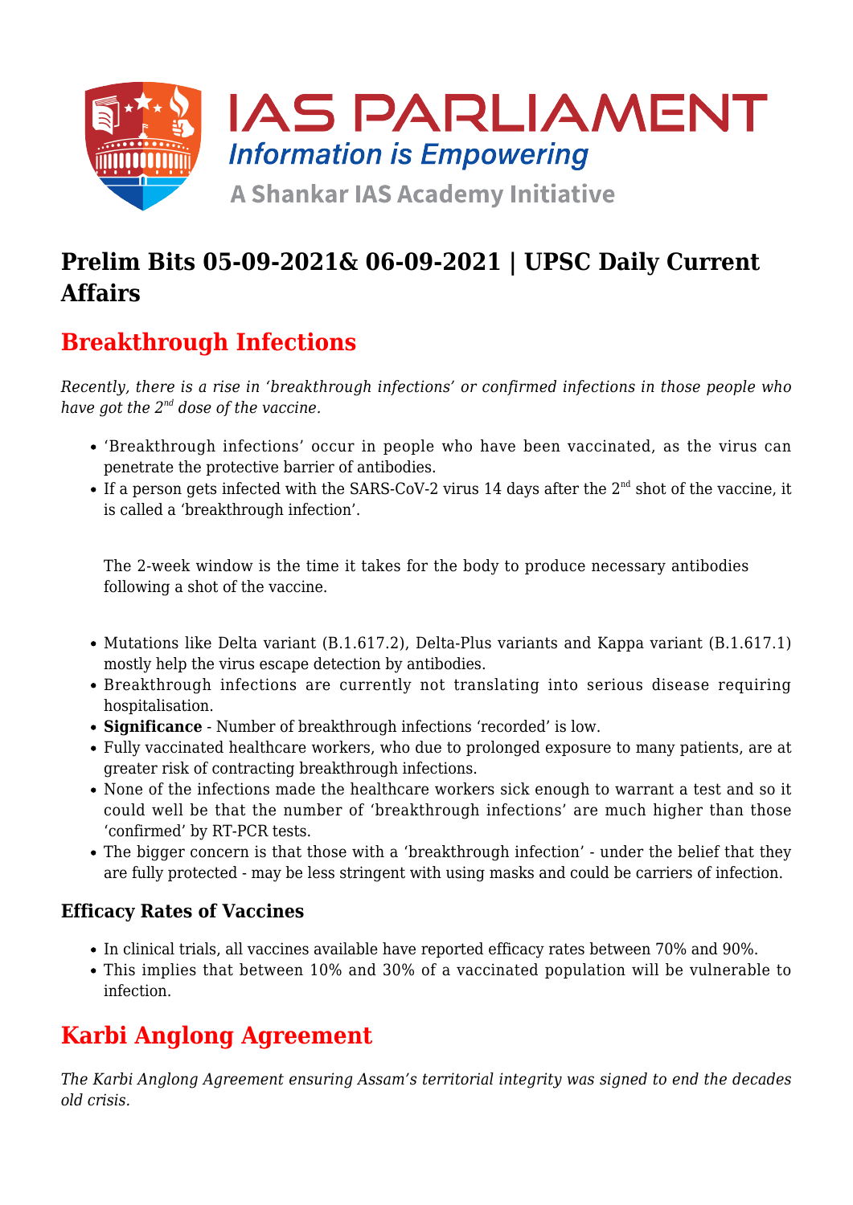IAS PARLIAMENT

*Information is Empowering*

A Shankar IAS Academy Initiative

# Prelim Bits 05-09-2021& 06-09-2021 | UPSC Daily Current Affairs

## Breakthrough Infections

*Recently, there is a rise in 'breakthrough infections' or confirmed infections in those people who have got the 2nd dose of the vaccine.*

- 'Breakthrough infections' occur in people who have been vaccinated, as the virus can penetrate the protective barrier of antibodies.
- If a person gets infected with the SARS-CoV-2 virus 14 days after the 2nd shot of the vaccine, it is called a 'breakthrough infection'.

  The 2-week window is the time it takes for the body to produce necessary antibodies following a shot of the vaccine.

- Mutations like Delta variant (B.1.617.2), Delta-Plus variants and Kappa variant (B.1.617.1) mostly help the virus escape detection by antibodies.
- Breakthrough infections are currently not translating into serious disease requiring hospitalisation.
- **Significance** - Number of breakthrough infections 'recorded' is low.
- Fully vaccinated healthcare workers, who due to prolonged exposure to many patients, are at greater risk of contracting breakthrough infections.
- None of the infections made the healthcare workers sick enough to warrant a test and so it could well be that the number of 'breakthrough infections' are much higher than those 'confirmed' by RT-PCR tests.
- The bigger concern is that those with a 'breakthrough infection' - under the belief that they are fully protected - may be less stringent with using masks and could be carriers of infection.

### Efficacy Rates of Vaccines

- In clinical trials, all vaccines available have reported efficacy rates between 70% and 90%.
- This implies that between 10% and 30% of a vaccinated population will be vulnerable to infection.

## Karbi Anglong Agreement

*The Karbi Anglong Agreement ensuring Assam's territorial integrity was signed to end the decades old crisis.*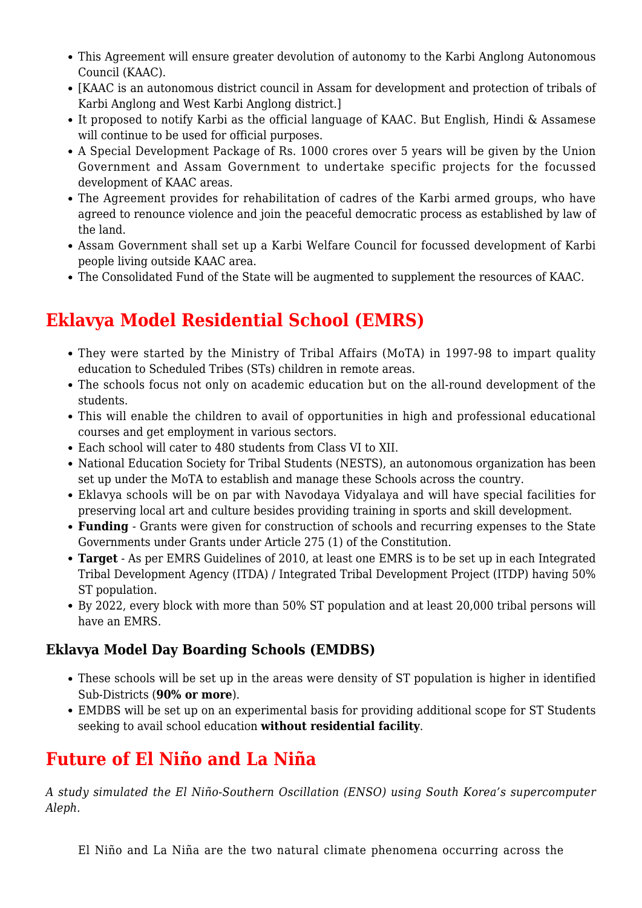- This Agreement will ensure greater devolution of autonomy to the Karbi Anglong Autonomous Council (KAAC).
- [KAAC is an autonomous district council in Assam for development and protection of tribals of Karbi Anglong and West Karbi Anglong district.]
- It proposed to notify Karbi as the official language of KAAC. But English, Hindi & Assamese will continue to be used for official purposes.
- A Special Development Package of Rs. 1000 crores over 5 years will be given by the Union Government and Assam Government to undertake specific projects for the focussed development of KAAC areas.
- The Agreement provides for rehabilitation of cadres of the Karbi armed groups, who have agreed to renounce violence and join the peaceful democratic process as established by law of the land.
- Assam Government shall set up a Karbi Welfare Council for focussed development of Karbi people living outside KAAC area.
- The Consolidated Fund of the State will be augmented to supplement the resources of KAAC.

## Eklavya Model Residential School (EMRS)

- They were started by the Ministry of Tribal Affairs (MoTA) in 1997-98 to impart quality education to Scheduled Tribes (STs) children in remote areas.
- The schools focus not only on academic education but on the all-round development of the students.
- This will enable the children to avail of opportunities in high and professional educational courses and get employment in various sectors.
- Each school will cater to 480 students from Class VI to XII.
- National Education Society for Tribal Students (NESTS), an autonomous organization has been set up under the MoTA to establish and manage these Schools across the country.
- Eklavya schools will be on par with Navodaya Vidyalaya and will have special facilities for preserving local art and culture besides providing training in sports and skill development.
- **Funding** - Grants were given for construction of schools and recurring expenses to the State Governments under Grants under Article 275 (1) of the Constitution.
- **Target** - As per EMRS Guidelines of 2010, at least one EMRS is to be set up in each Integrated Tribal Development Agency (ITDA) / Integrated Tribal Development Project (ITDP) having 50% ST population.
- By 2022, every block with more than 50% ST population and at least 20,000 tribal persons will have an EMRS.

### Eklavya Model Day Boarding Schools (EMDBS)

- These schools will be set up in the areas were density of ST population is higher in identified Sub-Districts (**90% or more**).
- EMDBS will be set up on an experimental basis for providing additional scope for ST Students seeking to avail school education **without residential facility**.

## Future of El Niño and La Niña

*A study simulated the El Niño-Southern Oscillation (ENSO) using South Korea's supercomputer Aleph.*

El Niño and La Niña are the two natural climate phenomena occurring across the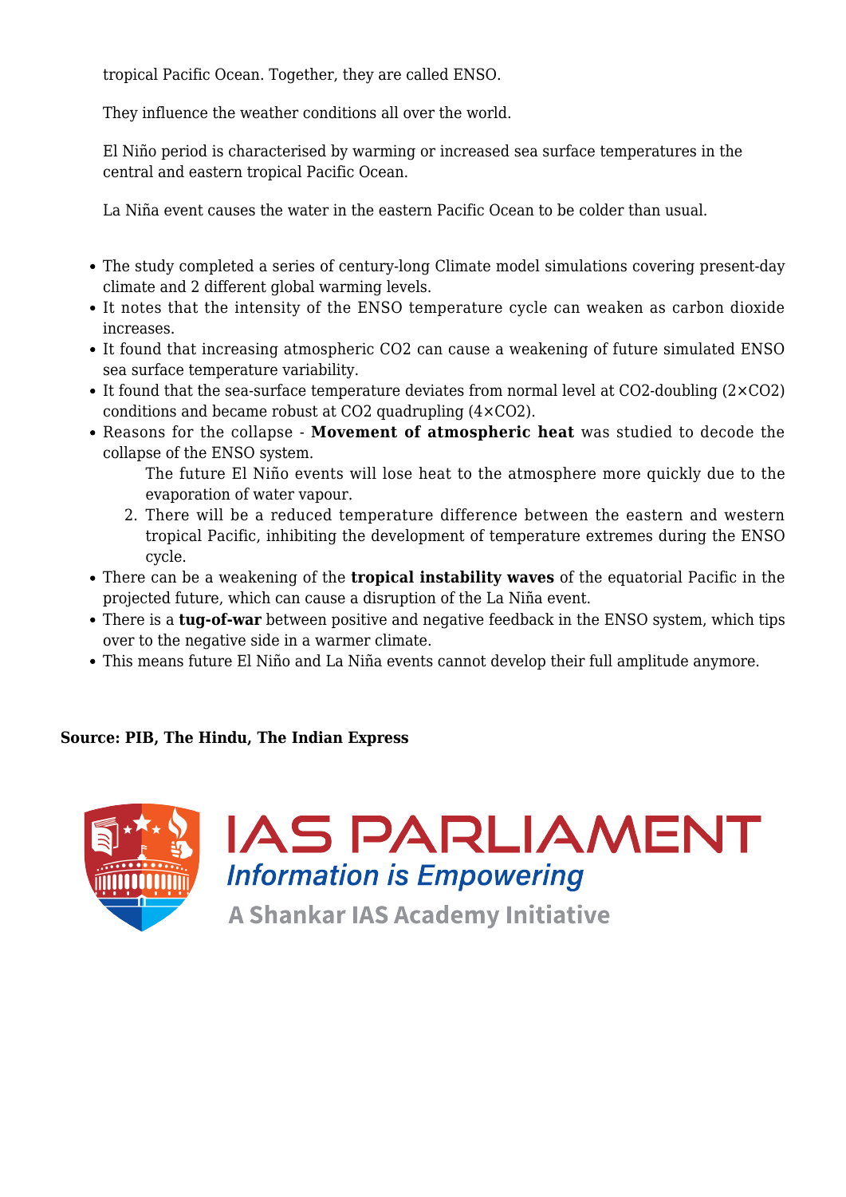tropical Pacific Ocean. Together, they are called ENSO.

They influence the weather conditions all over the world.

El Niño period is characterised by warming or increased sea surface temperatures in the central and eastern tropical Pacific Ocean.

La Niña event causes the water in the eastern Pacific Ocean to be colder than usual.

- The study completed a series of century-long Climate model simulations covering present-day climate and 2 different global warming levels.
- It notes that the intensity of the ENSO temperature cycle can weaken as carbon dioxide increases.
- It found that increasing atmospheric $CO_2$ can cause a weakening of future simulated ENSO sea surface temperature variability.
- It found that the sea-surface temperature deviates from normal level at $CO_2$-doubling ($2\times CO_2$) conditions and became robust at $CO_2$ quadrupling ($4\times CO_2$).
- Reasons for the collapse - **Movement of atmospheric heat** was studied to decode the collapse of the ENSO system.
  1. The future El Niño events will lose heat to the atmosphere more quickly due to the evaporation of water vapour.
  2. There will be a reduced temperature difference between the eastern and western tropical Pacific, inhibiting the development of temperature extremes during the ENSO cycle.
- There can be a weakening of the **tropical instability waves** of the equatorial Pacific in the projected future, which can cause a disruption of the La Niña event.
- There is a **tug-of-war** between positive and negative feedback in the ENSO system, which tips over to the negative side in a warmer climate.
- This means future El Niño and La Niña events cannot develop their full amplitude anymore.

**Source: PIB, The Hindu, The Indian Express**

IAS PARLIAMENT
*Information is Empowering*
A Shankar IAS Academy Initiative